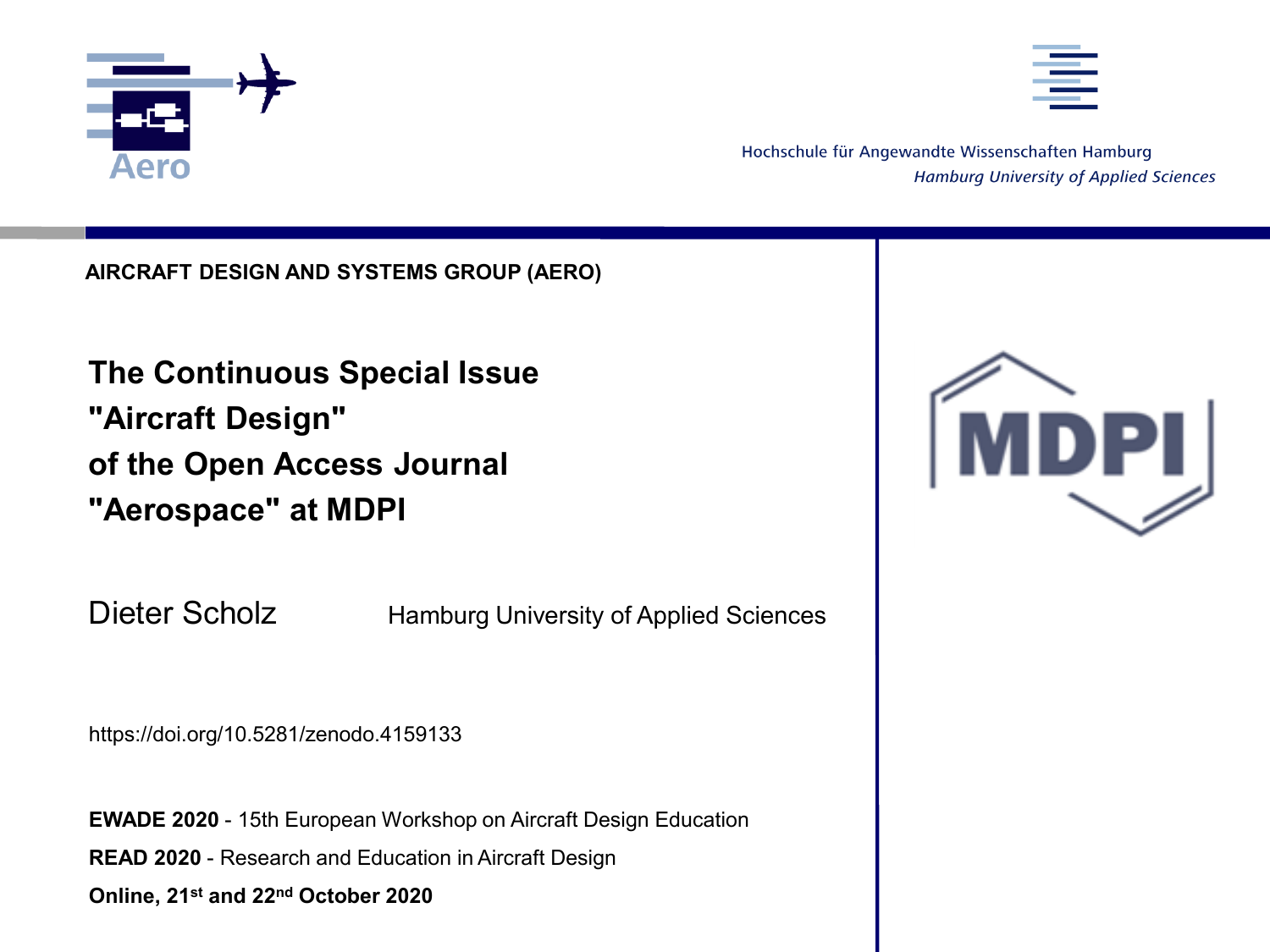Hochschule für Angewandte Wissenschaften Hamburg
*Hamburg University of Applied Sciences*

**AIRCRAFT DESIGN AND SYSTEMS GROUP (AERO)**

# The Continuous Special Issue "Aircraft Design" of the Open Access Journal "Aerospace" at MDPI

Dieter Scholz — Hamburg University of Applied Sciences

https://doi.org/10.5281/zenodo.4159133

**EWADE 2020** - 15th European Workshop on Aircraft Design Education

**READ 2020** - Research and Education in Aircraft Design

**Online, 21st and 22nd October 2020**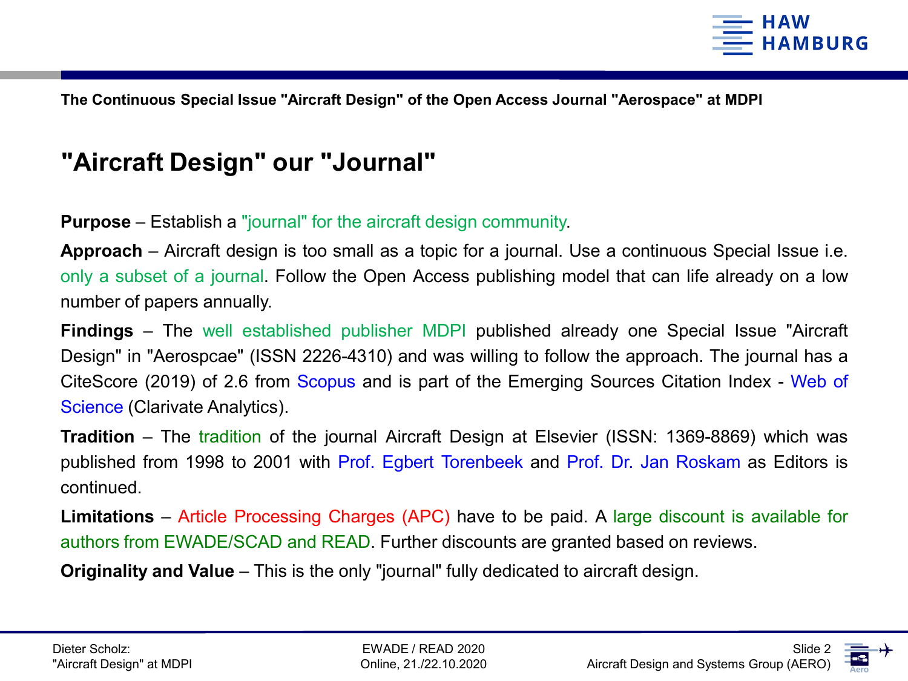The Continuous Special Issue "Aircraft Design" of the Open Access Journal "Aerospace" at MDPI

# "Aircraft Design" our "Journal"

**Purpose** – Establish a "journal" for the aircraft design community.

**Approach** – Aircraft design is too small as a topic for a journal. Use a continuous Special Issue i.e. only a subset of a journal. Follow the Open Access publishing model that can life already on a low number of papers annually.

**Findings** – The well established publisher MDPI published already one Special Issue "Aircraft Design" in "Aerospcae" (ISSN 2226-4310) and was willing to follow the approach. The journal has a CiteScore (2019) of 2.6 from Scopus and is part of the Emerging Sources Citation Index - Web of Science (Clarivate Analytics).

**Tradition** – The tradition of the journal Aircraft Design at Elsevier (ISSN: 1369-8869) which was published from 1998 to 2001 with Prof. Egbert Torenbeek and Prof. Dr. Jan Roskam as Editors is continued.

**Limitations** – Article Processing Charges (APC) have to be paid. A large discount is available for authors from EWADE/SCAD and READ. Further discounts are granted based on reviews.

**Originality and Value** – This is the only "journal" fully dedicated to aircraft design.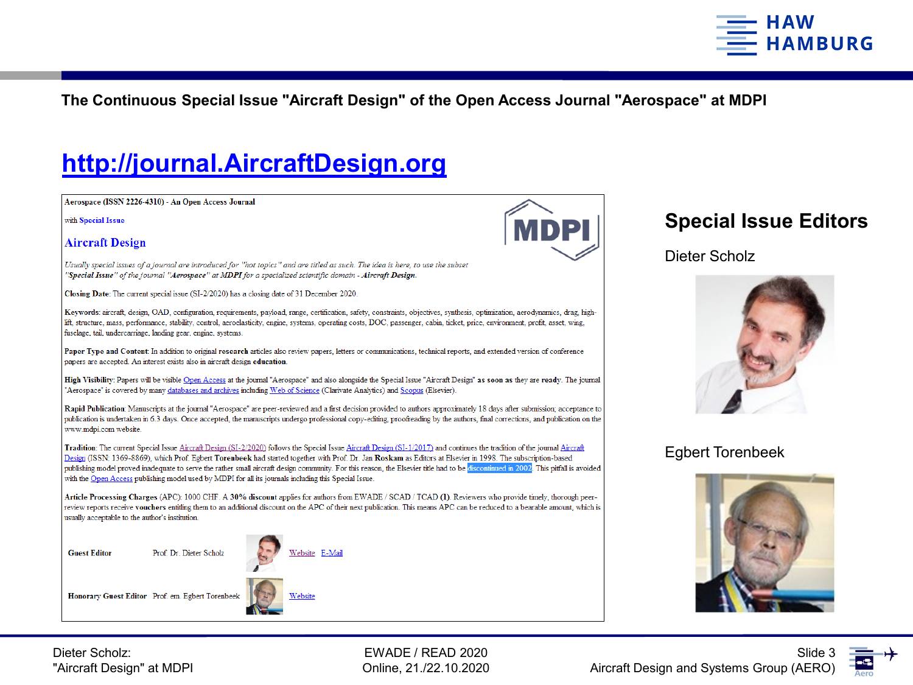## The Continuous Special Issue "Aircraft Design" of the Open Access Journal "Aerospace" at MDPI

# http://journal.AircraftDesign.org

Aerospace (ISSN 2226-4310) - An Open Access Journal

with Special Issue

### Aircraft Design

*Usually special issues of a journal are introduced for "hot topics" and are titled as such. The idea is here, to use the subset "**Special Issue**" of the journal "**Aerospace**" at MDPI for a specialized scientific domain - **Aircraft Design**.*

**Closing Date**: The current special issue (SI-2/2020) has a closing date of 31 December 2020.

**Keywords**: aircraft, design, OAD, configuration, requirements, payload, range, certification, safety, constraints, objectives, synthesis, optimization, aerodynamics, drag, high-lift, structure, mass, performance, stability, control, aeroelasticity, engine, systems, operating costs, DOC, passenger, cabin, ticket, price, environment, profit, asset, wing, fuselage, tail, undercarriage, landing gear, engine, systems.

**Paper Type and Content**: In addition to original **research** articles also review papers, letters or communications, technical reports, and extended version of conference papers are accepted. An interest exists also in aircraft design **education**.

**High Visibility**: Papers will be visible Open Access at the journal "Aerospace" and also alongside the Special Issue "Aircraft Design" **as soon as** they are **ready**. The journal "Aerospace" is covered by many databases and archives including Web of Science (Clarivate Analytics) and Scopus (Elsevier).

**Rapid Publication**: Manuscripts at the journal "Aerospace" are peer-reviewed and a first decision provided to authors approximately 18 days after submission; acceptance to publication is undertaken in 6.3 days. Once accepted, the manuscripts undergo professional copy-editing, proofreading by the authors, final corrections, and publication on the www.mdpi.com website.

**Tradition**: The current Special Issue Aircraft Design (SI-2/2020) follows the Special Issue Aircraft Design (SI-1/2017) and continues the tradition of the journal Aircraft Design (ISSN: 1369-8869), which Prof. Egbert **Torenbeek** had started together with Prof. Dr. Jan **Roskam** as Editors at Elsevier in 1998. The subscription-based publishing model proved inadequate to serve the rather small aircraft design community. For this reason, the Elsevier title had to be discontinued in 2002. This pitfall is avoided with the Open Access publishing model used by MDPI for all its journals including this Special Issue.

**Article Processing Charges** (APC): 1000 CHF. A **30% discount** applies for authors from EWADE / SCAD / TCAD **(1)**. Reviewers who provide timely, thorough peer-review reports receive **vouchers** entitling them to an additional discount on the APC of their next publication. This means APC can be reduced to a bearable amount, which is usually acceptable to the author's institution.

| | | |
|---|---|---|
| **Guest Editor** | Prof. Dr. Dieter Scholz | Website E-Mail |
| **Honorary Guest Editor** | Prof. em. Egbert Torenbeek | Website |

## Special Issue Editors

Dieter Scholz

Egbert Torenbeek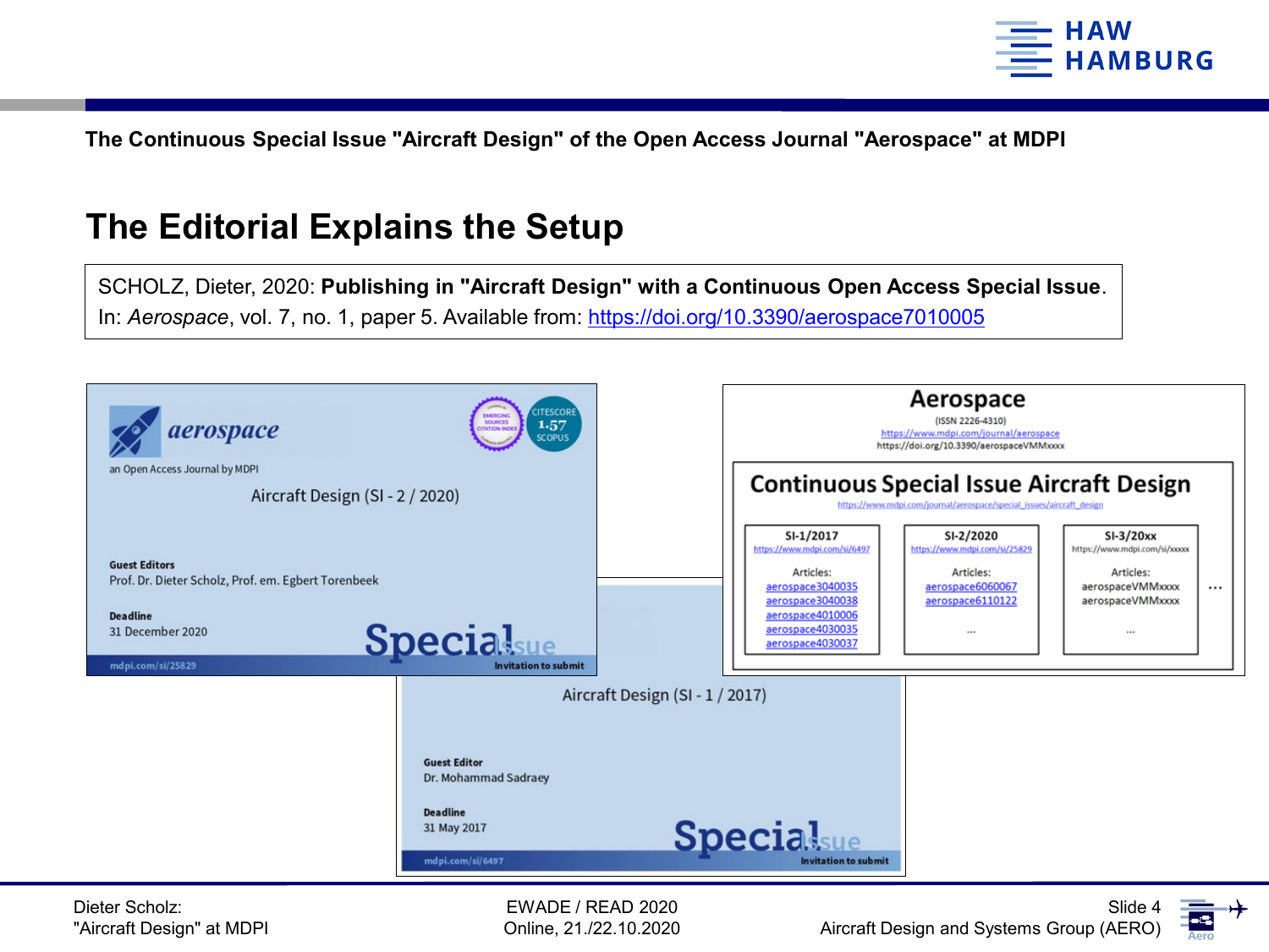The Continuous Special Issue "Aircraft Design" of the Open Access Journal "Aerospace" at MDPI

# The Editorial Explains the Setup

SCHOLZ, Dieter, 2020: **Publishing in "Aircraft Design" with a Continuous Open Access Special Issue**. In: *Aerospace*, vol. 7, no. 1, paper 5. Available from: https://doi.org/10.3390/aerospace7010005

aerospace

an Open Access Journal by MDPI

CITESCORE 1.57 SCOPUS

Aircraft Design (SI - 2 / 2020)

**Guest Editors**
Prof. Dr. Dieter Scholz, Prof. em. Egbert Torenbeek

**Deadline**
31 December 2020

Special Issue

mdpi.com/si/25829

Invitation to submit

Aircraft Design (SI - 1 / 2017)

**Guest Editor**
Dr. Mohammad Sadraey

**Deadline**
31 May 2017

Special Issue

mdpi.com/si/6497

Invitation to submit

## Aerospace

(ISSN 2226-4310)
https://www.mdpi.com/journal/aerospace
https://doi.org/10.3390/aerospaceVMMxxxx

### Continuous Special Issue Aircraft Design

https://www.mdpi.com/journal/aerospace/special_issues/aircraft_design

| SI-1/2017 | SI-2/2020 | SI-3/20xx | |
|---|---|---|---|
| https://www.mdpi.com/si/6497 | https://www.mdpi.com/si/25829 | https://www.mdpi.com/si/xxxxx | ... |
| Articles: | Articles: | Articles: | |
| aerospace3040035 | aerospace6060067 | aerospaceVMMxxxx | |
| aerospace3040038 | aerospace6110122 | aerospaceVMMxxxx | |
| aerospace4010006 | ... | ... | |
| aerospace4030035 | | | |
| aerospace4030037 | | | |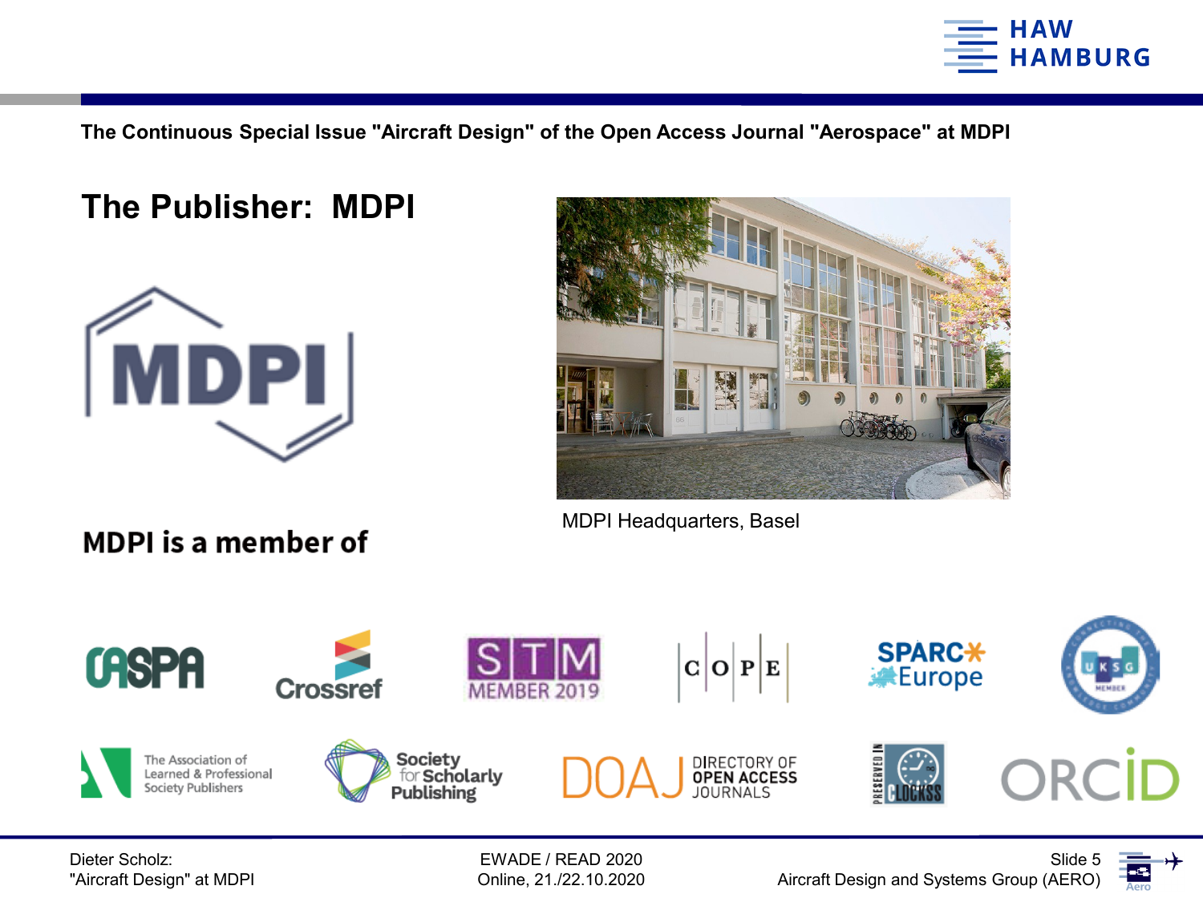The Continuous Special Issue "Aircraft Design" of the Open Access Journal "Aerospace" at MDPI

## The Publisher: MDPI

MDPI Headquarters, Basel

**MDPI is a member of**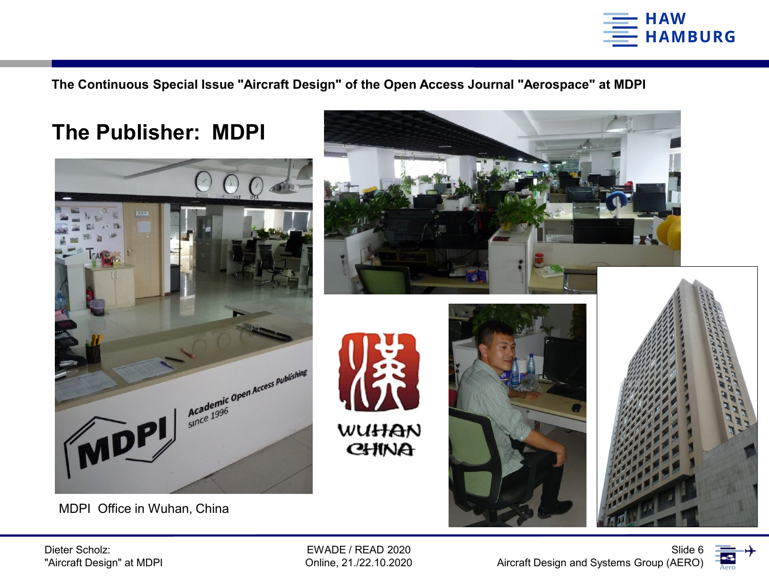The Continuous Special Issue "Aircraft Design" of the Open Access Journal "Aerospace" at MDPI

## The Publisher: MDPI

MDPI Office in Wuhan, China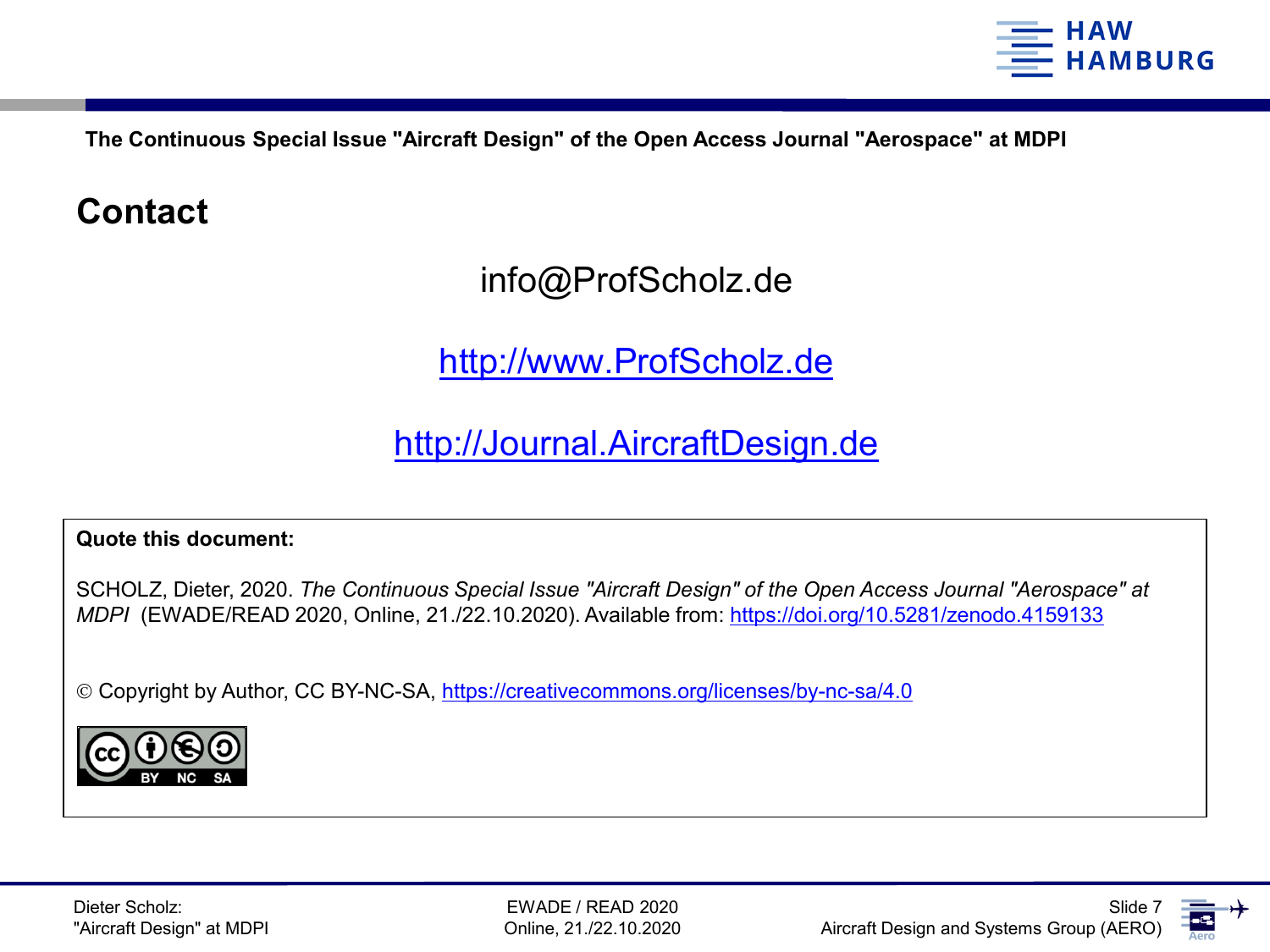## Contact

info@ProfScholz.de

http://www.ProfScholz.de

http://Journal.AircraftDesign.de

**Quote this document:**

SCHOLZ, Dieter, 2020. *The Continuous Special Issue "Aircraft Design" of the Open Access Journal "Aerospace" at MDPI* (EWADE/READ 2020, Online, 21./22.10.2020). Available from: https://doi.org/10.5281/zenodo.4159133

© Copyright by Author, CC BY-NC-SA, https://creativecommons.org/licenses/by-nc-sa/4.0